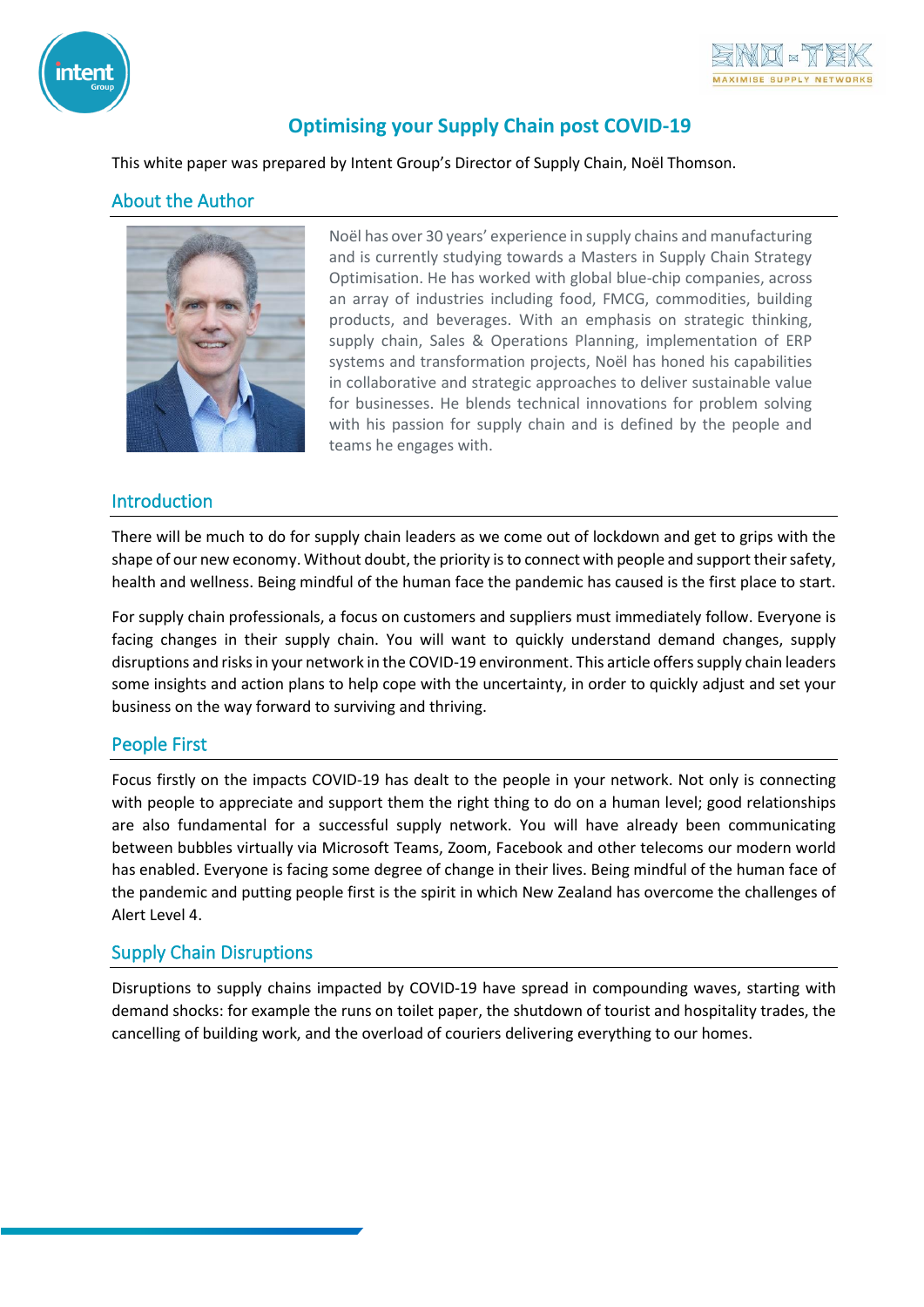# Optimising your Supply Chain post COVID-19

This white paper was prepared by Intent Group's Director of Supply Chain, Noël Thomson.

## About the Author

Noël has over 30 years' experience in supply chains and manufacturing and is currently studying towards a Masters in Supply Chain Strategy Optimisation. He has worked with global blue-chip companies, across an array of industries including food, FMCG, commodities, building products, and beverages. With an emphasis on strategic thinking, supply chain, Sales & Operations Planning, implementation of ERP systems and transformation projects, Noël has honed his capabilities in collaborative and strategic approaches to deliver sustainable value for businesses. He blends technical innovations for problem solving with his passion for supply chain and is defined by the people and teams he engages with.

## Introduction

There will be much to do for supply chain leaders as we come out of lockdown and get to grips with the shape of our new economy. Without doubt, the priority is to connect with people and support their safety, health and wellness. Being mindful of the human face the pandemic has caused is the first place to start.

For supply chain professionals, a focus on customers and suppliers must immediately follow. Everyone is facing changes in their supply chain. You will want to quickly understand demand changes, supply disruptions and risks in your network in the COVID-19 environment. This article offers supply chain leaders some insights and action plans to help cope with the uncertainty, in order to quickly adjust and set your business on the way forward to surviving and thriving.

## People First

Focus firstly on the impacts COVID-19 has dealt to the people in your network. Not only is connecting with people to appreciate and support them the right thing to do on a human level; good relationships are also fundamental for a successful supply network. You will have already been communicating between bubbles virtually via Microsoft Teams, Zoom, Facebook and other telecoms our modern world has enabled. Everyone is facing some degree of change in their lives. Being mindful of the human face of the pandemic and putting people first is the spirit in which New Zealand has overcome the challenges of Alert Level 4.

## Supply Chain Disruptions

Disruptions to supply chains impacted by COVID-19 have spread in compounding waves, starting with demand shocks: for example the runs on toilet paper, the shutdown of tourist and hospitality trades, the cancelling of building work, and the overload of couriers delivering everything to our homes.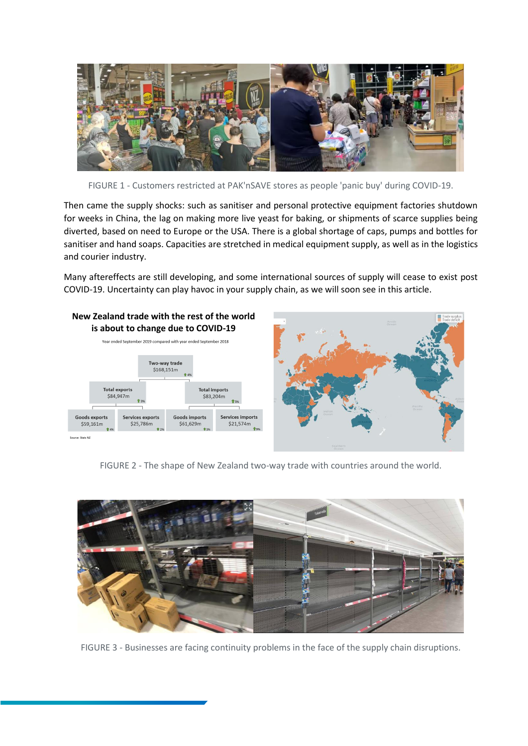FIGURE 1 - Customers restricted at PAK'nSAVE stores as people 'panic buy' during COVID-19.

Then came the supply shocks: such as sanitiser and personal protective equipment factories shutdown for weeks in China, the lag on making more live yeast for baking, or shipments of scarce supplies being diverted, based on need to Europe or the USA. There is a global shortage of caps, pumps and bottles for sanitiser and hand soaps. Capacities are stretched in medical equipment supply, as well as in the logistics and courier industry.

Many aftereffects are still developing, and some international sources of supply will cease to exist post COVID-19. Uncertainty can play havoc in your supply chain, as we will soon see in this article.

FIGURE 2 - The shape of New Zealand two-way trade with countries around the world.

FIGURE 3 - Businesses are facing continuity problems in the face of the supply chain disruptions.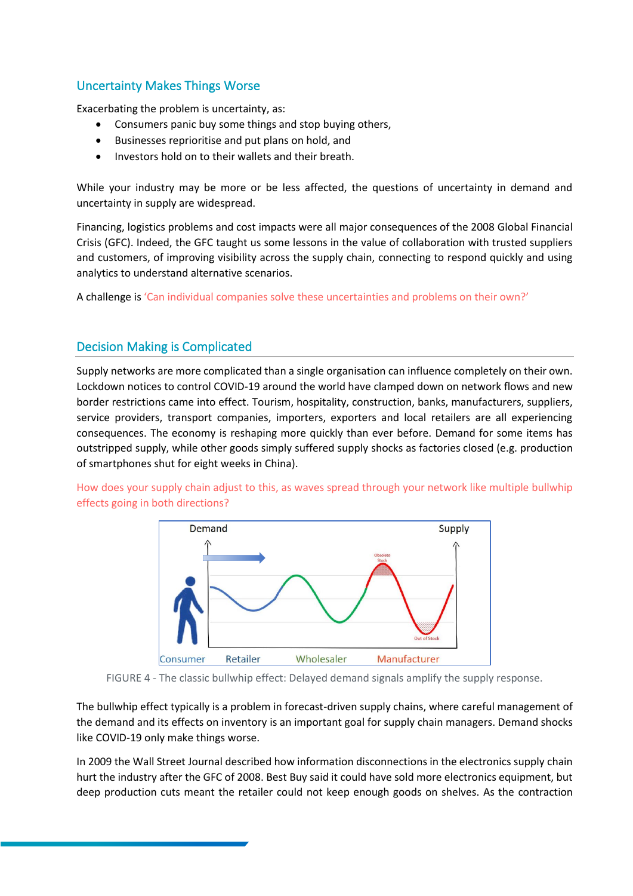## Uncertainty Makes Things Worse

Exacerbating the problem is uncertainty, as:

- Consumers panic buy some things and stop buying others,
- Businesses reprioritise and put plans on hold, and
- Investors hold on to their wallets and their breath.

While your industry may be more or be less affected, the questions of uncertainty in demand and uncertainty in supply are widespread.

Financing, logistics problems and cost impacts were all major consequences of the 2008 Global Financial Crisis (GFC). Indeed, the GFC taught us some lessons in the value of collaboration with trusted suppliers and customers, of improving visibility across the supply chain, connecting to respond quickly and using analytics to understand alternative scenarios.

A challenge is 'Can individual companies solve these uncertainties and problems on their own?'

## Decision Making is Complicated

Supply networks are more complicated than a single organisation can influence completely on their own. Lockdown notices to control COVID-19 around the world have clamped down on network flows and new border restrictions came into effect. Tourism, hospitality, construction, banks, manufacturers, suppliers, service providers, transport companies, importers, exporters and local retailers are all experiencing consequences. The economy is reshaping more quickly than ever before. Demand for some items has outstripped supply, while other goods simply suffered supply shocks as factories closed (e.g. production of smartphones shut for eight weeks in China).

How does your supply chain adjust to this, as waves spread through your network like multiple bullwhip effects going in both directions?

FIGURE 4 - The classic bullwhip effect: Delayed demand signals amplify the supply response.

The bullwhip effect typically is a problem in forecast-driven supply chains, where careful management of the demand and its effects on inventory is an important goal for supply chain managers. Demand shocks like COVID-19 only make things worse.

In 2009 the Wall Street Journal described how information disconnections in the electronics supply chain hurt the industry after the GFC of 2008. Best Buy said it could have sold more electronics equipment, but deep production cuts meant the retailer could not keep enough goods on shelves. As the contraction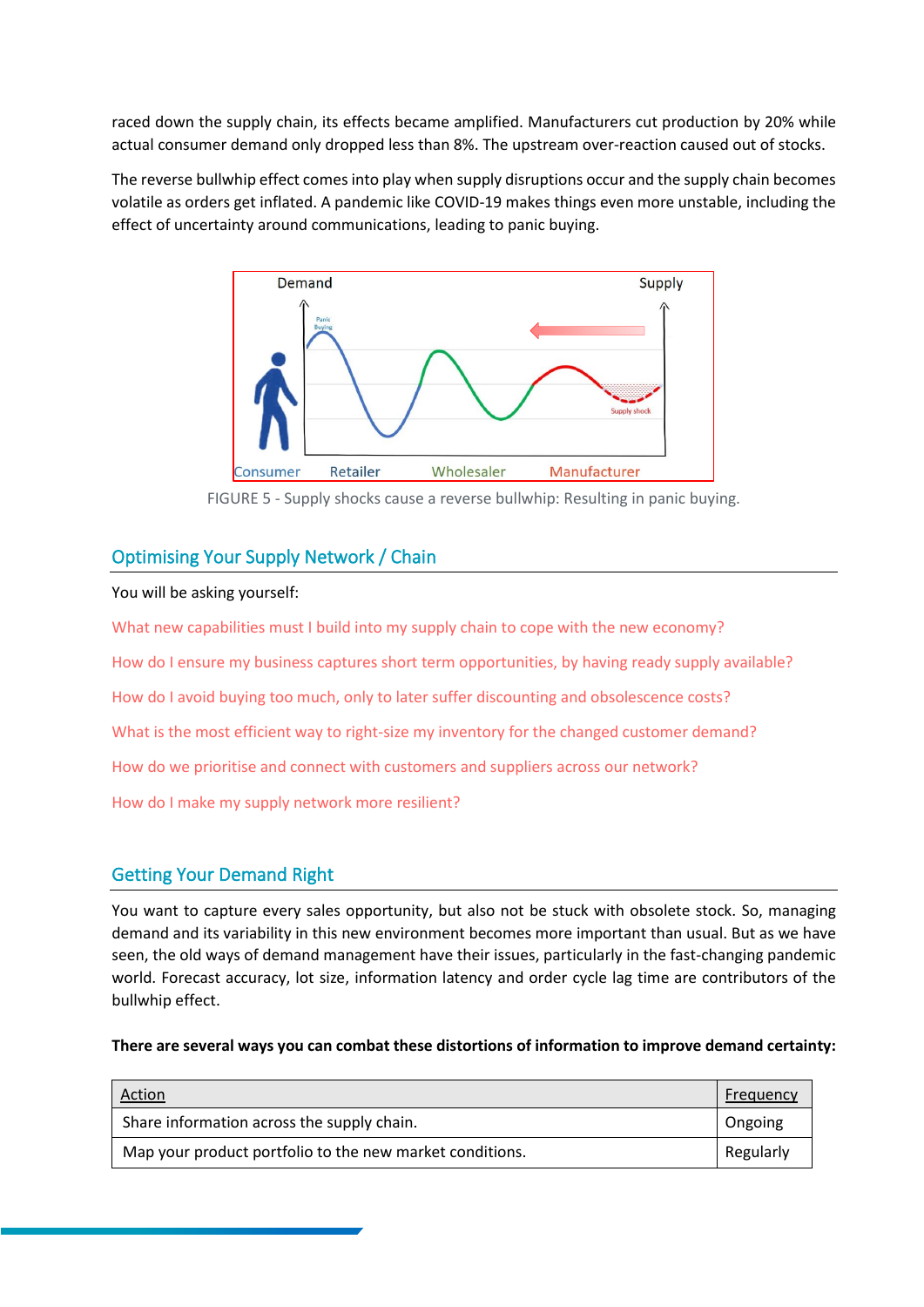raced down the supply chain, its effects became amplified. Manufacturers cut production by 20% while actual consumer demand only dropped less than 8%. The upstream over-reaction caused out of stocks.

The reverse bullwhip effect comes into play when supply disruptions occur and the supply chain becomes volatile as orders get inflated. A pandemic like COVID-19 makes things even more unstable, including the effect of uncertainty around communications, leading to panic buying.

FIGURE 5 - Supply shocks cause a reverse bullwhip: Resulting in panic buying.

## Optimising Your Supply Network / Chain

You will be asking yourself:

What new capabilities must I build into my supply chain to cope with the new economy?

How do I ensure my business captures short term opportunities, by having ready supply available?

How do I avoid buying too much, only to later suffer discounting and obsolescence costs?

What is the most efficient way to right-size my inventory for the changed customer demand?

How do we prioritise and connect with customers and suppliers across our network?

How do I make my supply network more resilient?

## Getting Your Demand Right

You want to capture every sales opportunity, but also not be stuck with obsolete stock. So, managing demand and its variability in this new environment becomes more important than usual. But as we have seen, the old ways of demand management have their issues, particularly in the fast-changing pandemic world. Forecast accuracy, lot size, information latency and order cycle lag time are contributors of the bullwhip effect.

**There are several ways you can combat these distortions of information to improve demand certainty:**

| Action | Frequency |
|---|---|
| Share information across the supply chain. | Ongoing |
| Map your product portfolio to the new market conditions. | Regularly |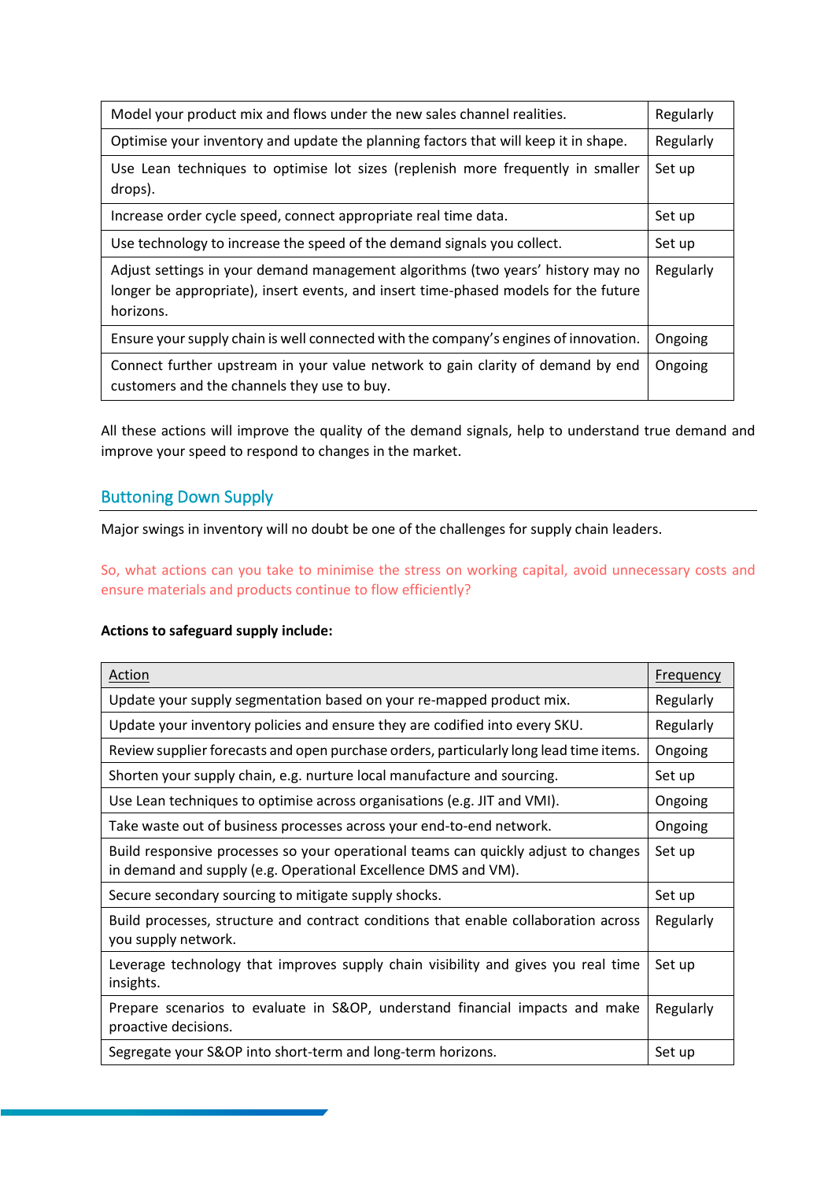| | |
|---|---|
| Model your product mix and flows under the new sales channel realities. | Regularly |
| Optimise your inventory and update the planning factors that will keep it in shape. | Regularly |
| Use Lean techniques to optimise lot sizes (replenish more frequently in smaller drops). | Set up |
| Increase order cycle speed, connect appropriate real time data. | Set up |
| Use technology to increase the speed of the demand signals you collect. | Set up |
| Adjust settings in your demand management algorithms (two years' history may no longer be appropriate), insert events, and insert time-phased models for the future horizons. | Regularly |
| Ensure your supply chain is well connected with the company's engines of innovation. | Ongoing |
| Connect further upstream in your value network to gain clarity of demand by end customers and the channels they use to buy. | Ongoing |

All these actions will improve the quality of the demand signals, help to understand true demand and improve your speed to respond to changes in the market.

## Buttoning Down Supply

Major swings in inventory will no doubt be one of the challenges for supply chain leaders.

So, what actions can you take to minimise the stress on working capital, avoid unnecessary costs and ensure materials and products continue to flow efficiently?

**Actions to safeguard supply include:**

| Action | Frequency |
|---|---|
| Update your supply segmentation based on your re-mapped product mix. | Regularly |
| Update your inventory policies and ensure they are codified into every SKU. | Regularly |
| Review supplier forecasts and open purchase orders, particularly long lead time items. | Ongoing |
| Shorten your supply chain, e.g. nurture local manufacture and sourcing. | Set up |
| Use Lean techniques to optimise across organisations (e.g. JIT and VMI). | Ongoing |
| Take waste out of business processes across your end-to-end network. | Ongoing |
| Build responsive processes so your operational teams can quickly adjust to changes in demand and supply (e.g. Operational Excellence DMS and VM). | Set up |
| Secure secondary sourcing to mitigate supply shocks. | Set up |
| Build processes, structure and contract conditions that enable collaboration across you supply network. | Regularly |
| Leverage technology that improves supply chain visibility and gives you real time insights. | Set up |
| Prepare scenarios to evaluate in S&OP, understand financial impacts and make proactive decisions. | Regularly |
| Segregate your S&OP into short-term and long-term horizons. | Set up |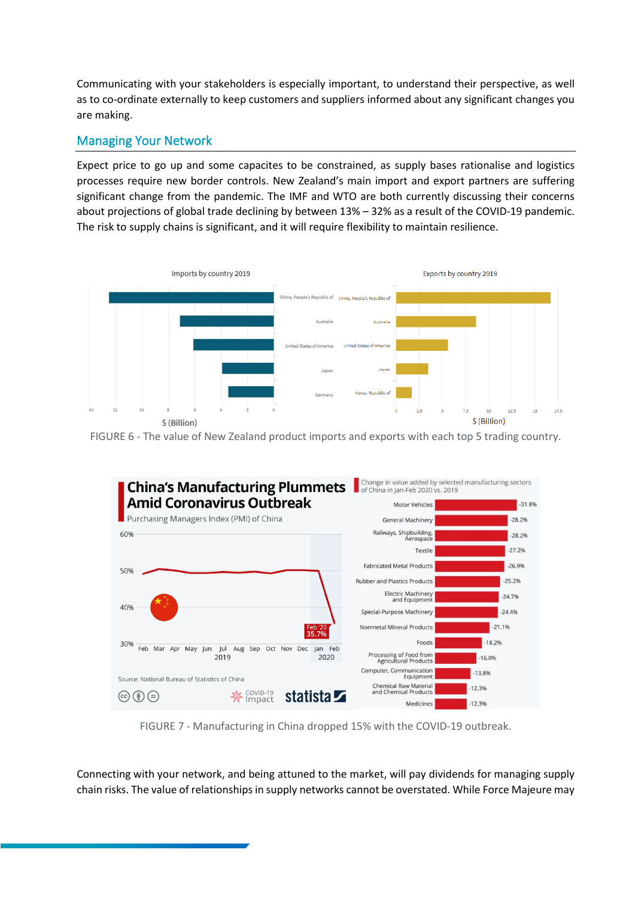Communicating with your stakeholders is especially important, to understand their perspective, as well as to co-ordinate externally to keep customers and suppliers informed about any significant changes you are making.

## Managing Your Network

Expect price to go up and some capacites to be constrained, as supply bases rationalise and logistics processes require new border controls. New Zealand's main import and export partners are suffering significant change from the pandemic. The IMF and WTO are both currently discussing their concerns about projections of global trade declining by between 13% – 32% as a result of the COVID-19 pandemic. The risk to supply chains is significant, and it will require flexibility to maintain resilience.

FIGURE 6 - The value of New Zealand product imports and exports with each top 5 trading country.

FIGURE 7 - Manufacturing in China dropped 15% with the COVID-19 outbreak.

Connecting with your network, and being attuned to the market, will pay dividends for managing supply chain risks. The value of relationships in supply networks cannot be overstated. While Force Majeure may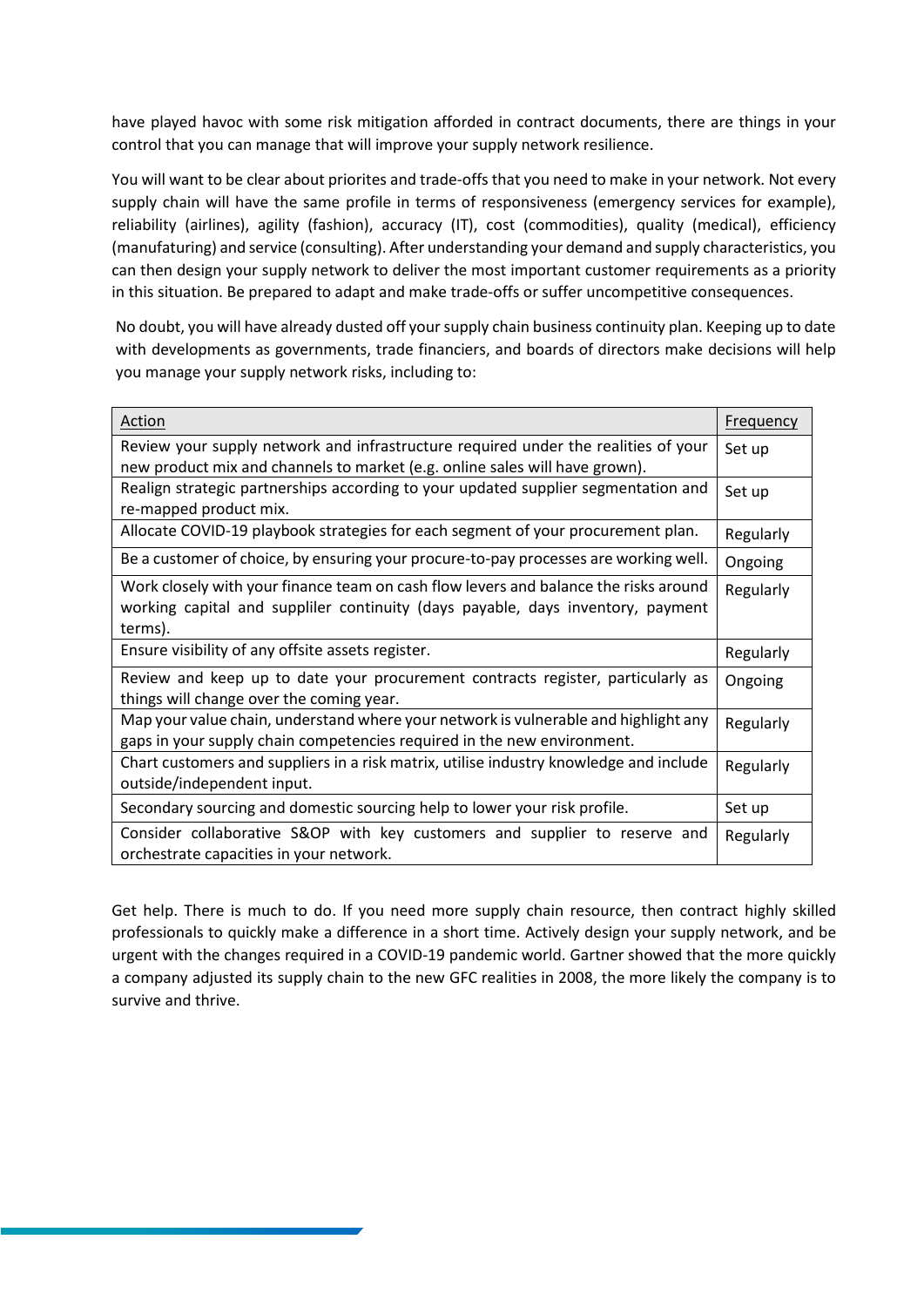have played havoc with some risk mitigation afforded in contract documents, there are things in your control that you can manage that will improve your supply network resilience.

You will want to be clear about priorites and trade-offs that you need to make in your network. Not every supply chain will have the same profile in terms of responsiveness (emergency services for example), reliability (airlines), agility (fashion), accuracy (IT), cost (commodities), quality (medical), efficiency (manufaturing) and service (consulting). After understanding your demand and supply characteristics, you can then design your supply network to deliver the most important customer requirements as a priority in this situation. Be prepared to adapt and make trade-offs or suffer uncompetitive consequences.

No doubt, you will have already dusted off your supply chain business continuity plan. Keeping up to date with developments as governments, trade financiers, and boards of directors make decisions will help you manage your supply network risks, including to:

| Action | Frequency |
|---|---|
| Review your supply network and infrastructure required under the realities of your new product mix and channels to market (e.g. online sales will have grown). | Set up |
| Realign strategic partnerships according to your updated supplier segmentation and re-mapped product mix. | Set up |
| Allocate COVID-19 playbook strategies for each segment of your procurement plan. | Regularly |
| Be a customer of choice, by ensuring your procure-to-pay processes are working well. | Ongoing |
| Work closely with your finance team on cash flow levers and balance the risks around working capital and suppliler continuity (days payable, days inventory, payment terms). | Regularly |
| Ensure visibility of any offsite assets register. | Regularly |
| Review and keep up to date your procurement contracts register, particularly as things will change over the coming year. | Ongoing |
| Map your value chain, understand where your network is vulnerable and highlight any gaps in your supply chain competencies required in the new environment. | Regularly |
| Chart customers and suppliers in a risk matrix, utilise industry knowledge and include outside/independent input. | Regularly |
| Secondary sourcing and domestic sourcing help to lower your risk profile. | Set up |
| Consider collaborative S&OP with key customers and supplier to reserve and orchestrate capacities in your network. | Regularly |

Get help. There is much to do. If you need more supply chain resource, then contract highly skilled professionals to quickly make a difference in a short time. Actively design your supply network, and be urgent with the changes required in a COVID-19 pandemic world. Gartner showed that the more quickly a company adjusted its supply chain to the new GFC realities in 2008, the more likely the company is to survive and thrive.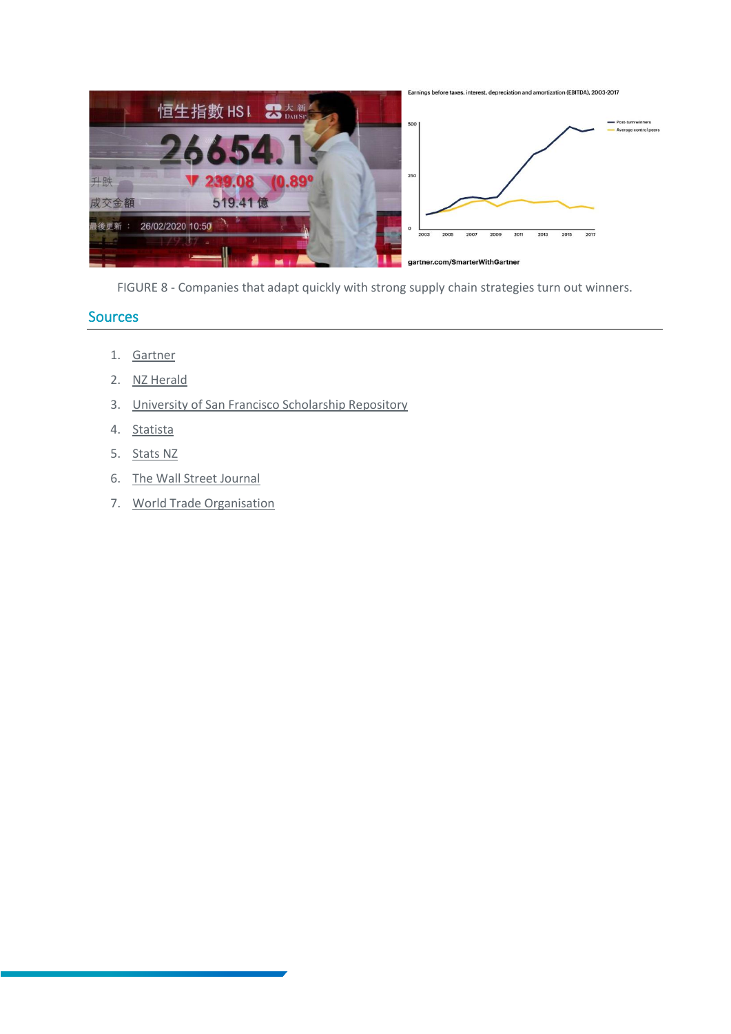Earnings before taxes, interest, depreciation and amortization (EBITDA), 2003-2017

500

250

0

2003 2005 2007 2009 2011 2013 2015 2017

Post-turn winners

Average control peers

gartner.com/SmarterWithGartner

FIGURE 8 - Companies that adapt quickly with strong supply chain strategies turn out winners.

## Sources

1. Gartner
2. NZ Herald
3. University of San Francisco Scholarship Repository
4. Statista
5. Stats NZ
6. The Wall Street Journal
7. World Trade Organisation